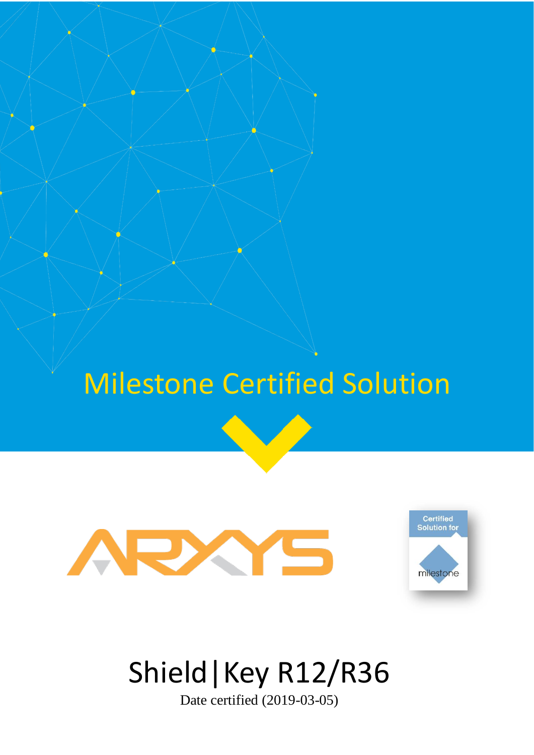# Milestone Certified Solution

ARYYS

Certified Solution for milestone

# Shield|Key R12/R36

Date certified (2019-03-05)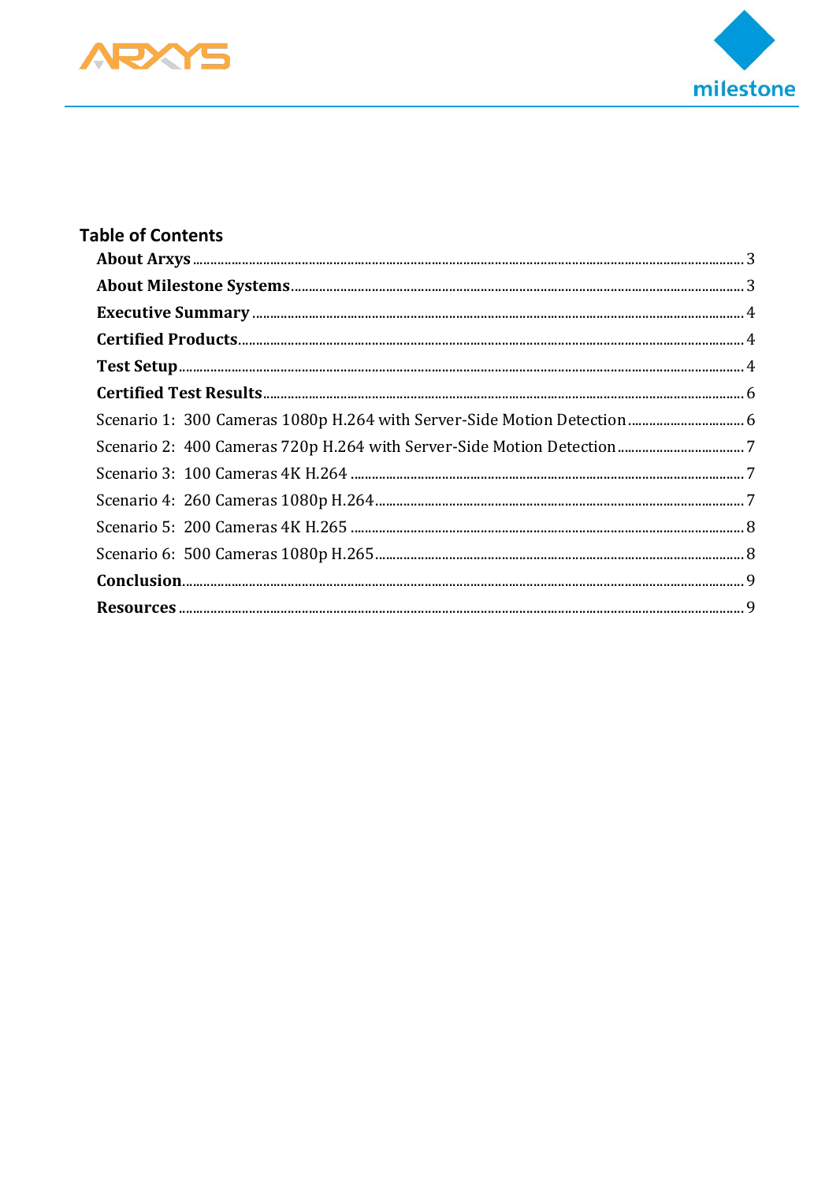## Table of Contents

**About Arxys** ........................................................................ 3

**About Milestone Systems** ........................................................................ 3

**Executive Summary** ........................................................................ 4

**Certified Products** ........................................................................ 4

**Test Setup** ........................................................................ 4

**Certified Test Results** ........................................................................ 6

Scenario 1: 300 Cameras 1080p H.264 with Server-Side Motion Detection ........................................................................ 6

Scenario 2: 400 Cameras 720p H.264 with Server-Side Motion Detection ........................................................................ 7

Scenario 3: 100 Cameras 4K H.264 ........................................................................ 7

Scenario 4: 260 Cameras 1080p H.264 ........................................................................ 7

Scenario 5: 200 Cameras 4K H.265 ........................................................................ 8

Scenario 6: 500 Cameras 1080p H.265 ........................................................................ 8

**Conclusion** ........................................................................ 9

**Resources** ........................................................................ 9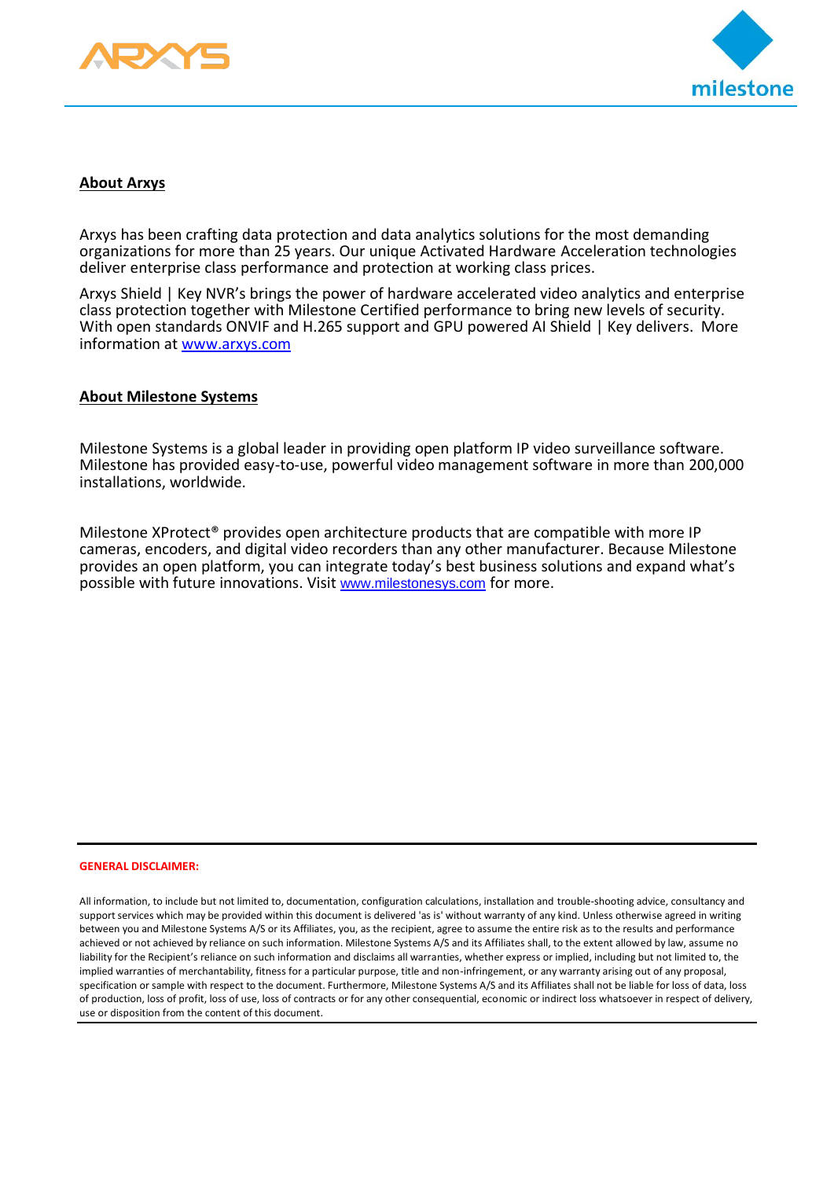## About Arxys

Arxys has been crafting data protection and data analytics solutions for the most demanding organizations for more than 25 years. Our unique Activated Hardware Acceleration technologies deliver enterprise class performance and protection at working class prices.

Arxys Shield | Key NVR's brings the power of hardware accelerated video analytics and enterprise class protection together with Milestone Certified performance to bring new levels of security. With open standards ONVIF and H.265 support and GPU powered AI Shield | Key delivers. More information at [www.arxys.com](http://www.arxys.com)

## About Milestone Systems

Milestone Systems is a global leader in providing open platform IP video surveillance software. Milestone has provided easy-to-use, powerful video management software in more than 200,000 installations, worldwide.

Milestone XProtect® provides open architecture products that are compatible with more IP cameras, encoders, and digital video recorders than any other manufacturer. Because Milestone provides an open platform, you can integrate today's best business solutions and expand what's possible with future innovations. Visit [www.milestonesys.com](http://www.milestonesys.com) for more.

---

**GENERAL DISCLAIMER:**

All information, to include but not limited to, documentation, configuration calculations, installation and trouble-shooting advice, consultancy and support services which may be provided within this document is delivered 'as is' without warranty of any kind. Unless otherwise agreed in writing between you and Milestone Systems A/S or its Affiliates, you, as the recipient, agree to assume the entire risk as to the results and performance achieved or not achieved by reliance on such information. Milestone Systems A/S and its Affiliates shall, to the extent allowed by law, assume no liability for the Recipient's reliance on such information and disclaims all warranties, whether express or implied, including but not limited to, the implied warranties of merchantability, fitness for a particular purpose, title and non-infringement, or any warranty arising out of any proposal, specification or sample with respect to the document. Furthermore, Milestone Systems A/S and its Affiliates shall not be liable for loss of data, loss of production, loss of profit, loss of use, loss of contracts or for any other consequential, economic or indirect loss whatsoever in respect of delivery, use or disposition from the content of this document.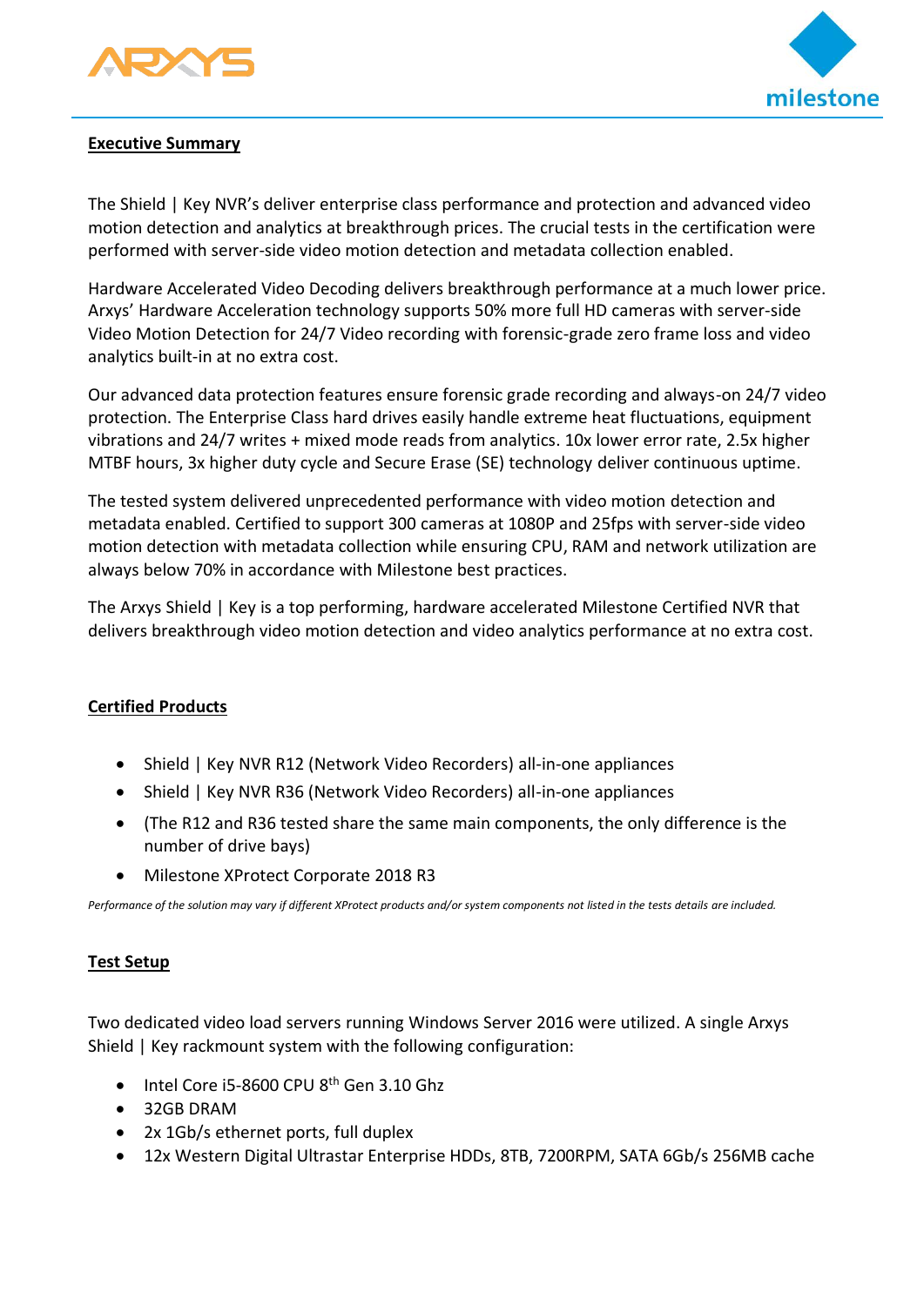## Executive Summary

The Shield | Key NVR's deliver enterprise class performance and protection and advanced video motion detection and analytics at breakthrough prices. The crucial tests in the certification were performed with server-side video motion detection and metadata collection enabled.

Hardware Accelerated Video Decoding delivers breakthrough performance at a much lower price. Arxys' Hardware Acceleration technology supports 50% more full HD cameras with server-side Video Motion Detection for 24/7 Video recording with forensic-grade zero frame loss and video analytics built-in at no extra cost.

Our advanced data protection features ensure forensic grade recording and always-on 24/7 video protection. The Enterprise Class hard drives easily handle extreme heat fluctuations, equipment vibrations and 24/7 writes + mixed mode reads from analytics. 10x lower error rate, 2.5x higher MTBF hours, 3x higher duty cycle and Secure Erase (SE) technology deliver continuous uptime.

The tested system delivered unprecedented performance with video motion detection and metadata enabled. Certified to support 300 cameras at 1080P and 25fps with server-side video motion detection with metadata collection while ensuring CPU, RAM and network utilization are always below 70% in accordance with Milestone best practices.

The Arxys Shield | Key is a top performing, hardware accelerated Milestone Certified NVR that delivers breakthrough video motion detection and video analytics performance at no extra cost.

## Certified Products

- Shield | Key NVR R12 (Network Video Recorders) all-in-one appliances
- Shield | Key NVR R36 (Network Video Recorders) all-in-one appliances
- (The R12 and R36 tested share the same main components, the only difference is the number of drive bays)
- Milestone XProtect Corporate 2018 R3

*Performance of the solution may vary if different XProtect products and/or system components not listed in the tests details are included.*

## Test Setup

Two dedicated video load servers running Windows Server 2016 were utilized. A single Arxys Shield | Key rackmount system with the following configuration:

- Intel Core i5-8600 CPU 8th Gen 3.10 Ghz
- 32GB DRAM
- 2x 1Gb/s ethernet ports, full duplex
- 12x Western Digital Ultrastar Enterprise HDDs, 8TB, 7200RPM, SATA 6Gb/s 256MB cache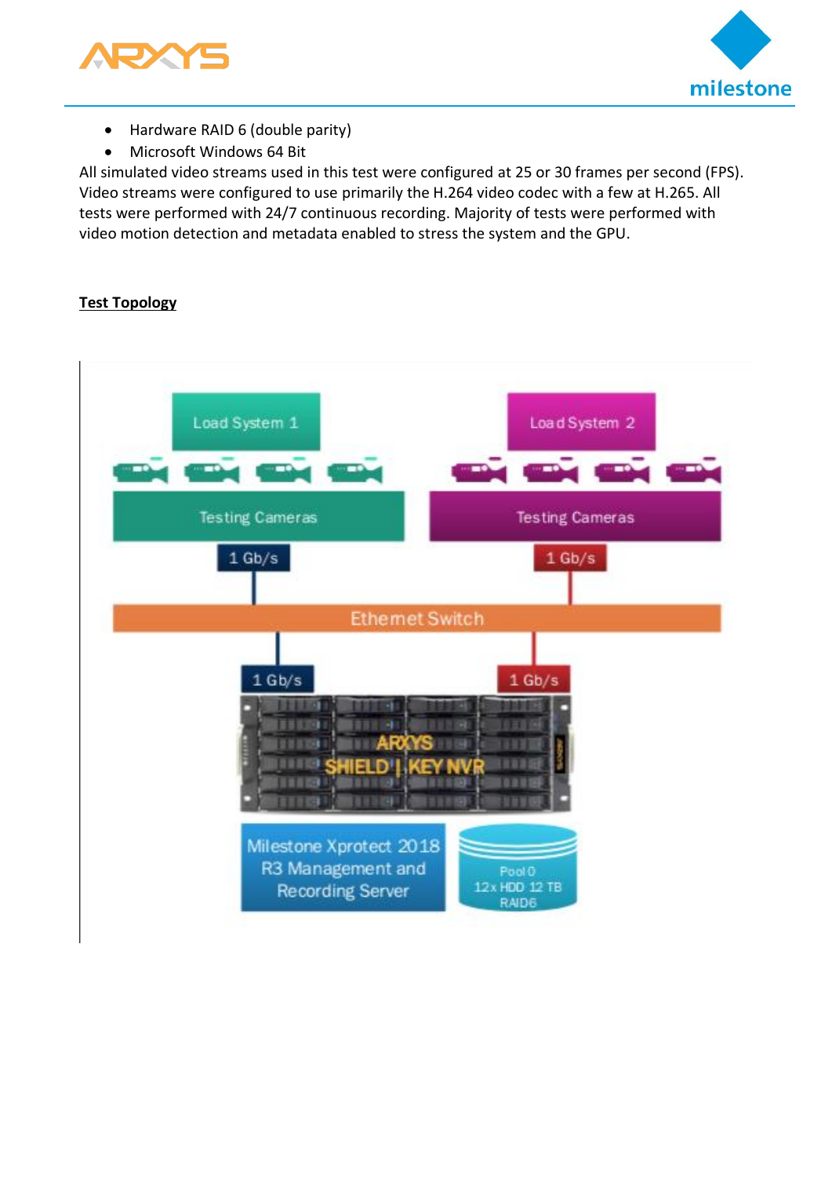- Hardware RAID 6 (double parity)
- Microsoft Windows 64 Bit

All simulated video streams used in this test were configured at 25 or 30 frames per second (FPS). Video streams were configured to use primarily the H.264 video codec with a few at H.265. All tests were performed with 24/7 continuous recording. Majority of tests were performed with video motion detection and metadata enabled to stress the system and the GPU.

**Test Topology**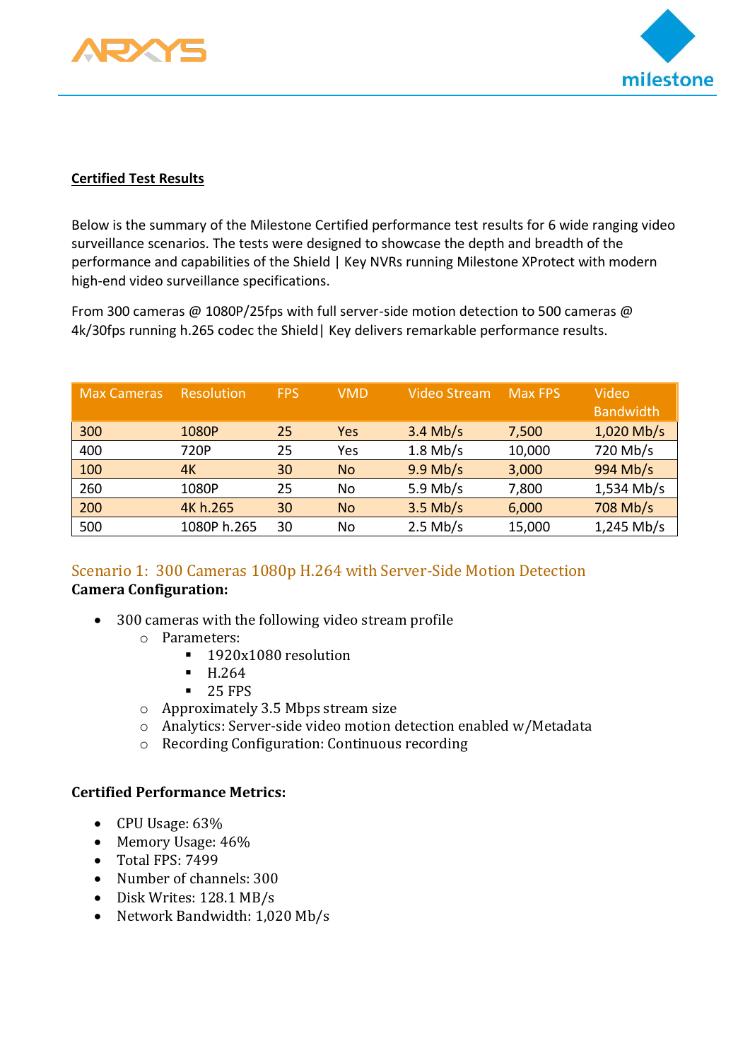## Certified Test Results

Below is the summary of the Milestone Certified performance test results for 6 wide ranging video surveillance scenarios. The tests were designed to showcase the depth and breadth of the performance and capabilities of the Shield | Key NVRs running Milestone XProtect with modern high-end video surveillance specifications.

From 300 cameras @ 1080P/25fps with full server-side motion detection to 500 cameras @ 4k/30fps running h.265 codec the Shield| Key delivers remarkable performance results.

| Max Cameras | Resolution | FPS | VMD | Video Stream | Max FPS | Video Bandwidth |
|---|---|---|---|---|---|---|
| 300 | 1080P | 25 | Yes | 3.4 Mb/s | 7,500 | 1,020 Mb/s |
| 400 | 720P | 25 | Yes | 1.8 Mb/s | 10,000 | 720 Mb/s |
| 100 | 4K | 30 | No | 9.9 Mb/s | 3,000 | 994 Mb/s |
| 260 | 1080P | 25 | No | 5.9 Mb/s | 7,800 | 1,534 Mb/s |
| 200 | 4K h.265 | 30 | No | 3.5 Mb/s | 6,000 | 708 Mb/s |
| 500 | 1080P h.265 | 30 | No | 2.5 Mb/s | 15,000 | 1,245 Mb/s |

### Scenario 1: 300 Cameras 1080p H.264 with Server-Side Motion Detection

**Camera Configuration:**

- 300 cameras with the following video stream profile
  - Parameters:
    - 1920x1080 resolution
    - H.264
    - 25 FPS
  - Approximately 3.5 Mbps stream size
  - Analytics: Server-side video motion detection enabled w/Metadata
  - Recording Configuration: Continuous recording

**Certified Performance Metrics:**

- CPU Usage: 63%
- Memory Usage: 46%
- Total FPS: 7499
- Number of channels: 300
- Disk Writes: 128.1 MB/s
- Network Bandwidth: 1,020 Mb/s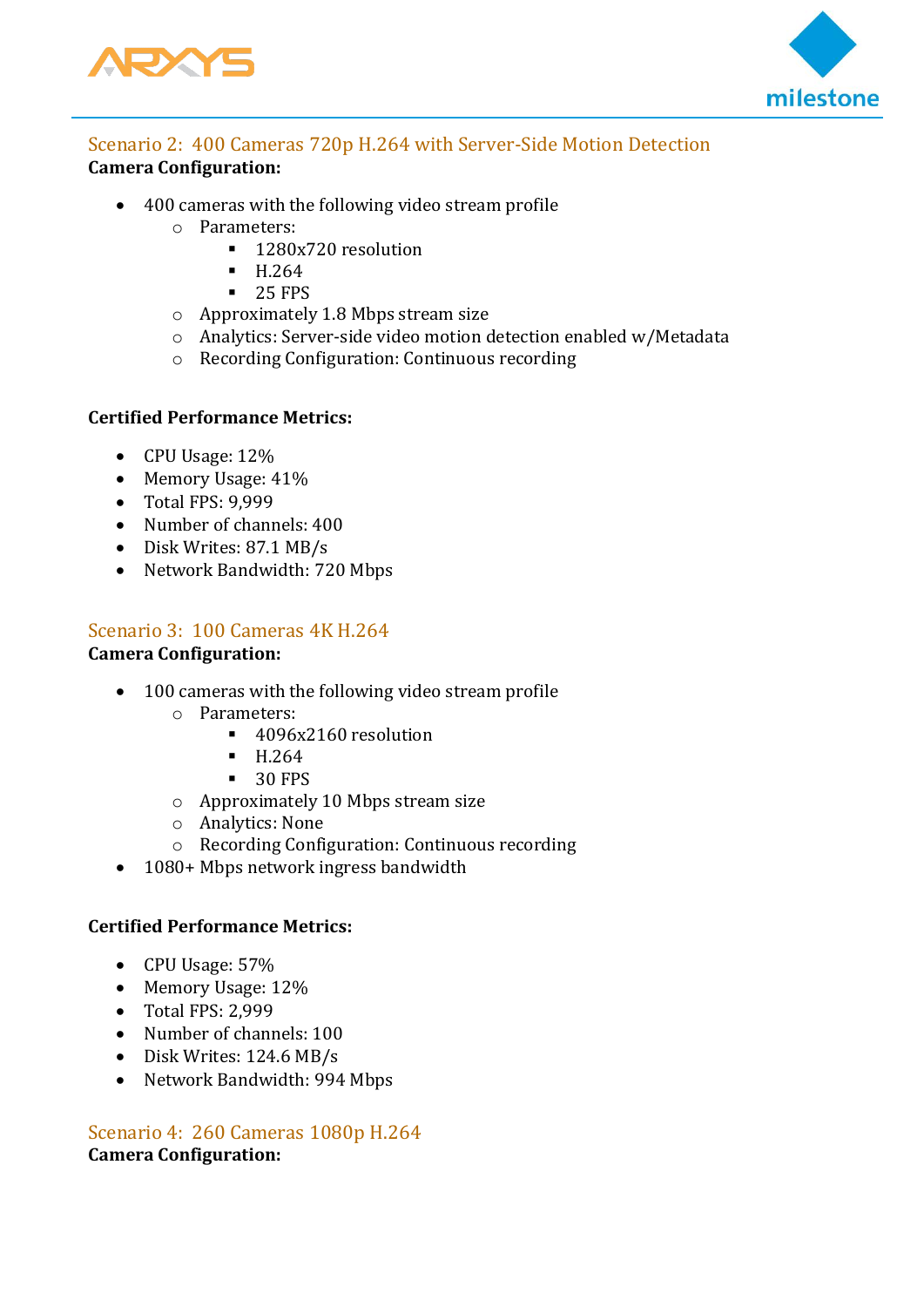## Scenario 2: 400 Cameras 720p H.264 with Server-Side Motion Detection

**Camera Configuration:**

- 400 cameras with the following video stream profile
  - Parameters:
    - 1280x720 resolution
    - H.264
    - 25 FPS
  - Approximately 1.8 Mbps stream size
  - Analytics: Server-side video motion detection enabled w/Metadata
  - Recording Configuration: Continuous recording

**Certified Performance Metrics:**

- CPU Usage: 12%
- Memory Usage: 41%
- Total FPS: 9,999
- Number of channels: 400
- Disk Writes: 87.1 MB/s
- Network Bandwidth: 720 Mbps

## Scenario 3: 100 Cameras 4K H.264

**Camera Configuration:**

- 100 cameras with the following video stream profile
  - Parameters:
    - 4096x2160 resolution
    - H.264
    - 30 FPS
  - Approximately 10 Mbps stream size
  - Analytics: None
  - Recording Configuration: Continuous recording
- 1080+ Mbps network ingress bandwidth

**Certified Performance Metrics:**

- CPU Usage: 57%
- Memory Usage: 12%
- Total FPS: 2,999
- Number of channels: 100
- Disk Writes: 124.6 MB/s
- Network Bandwidth: 994 Mbps

## Scenario 4: 260 Cameras 1080p H.264

**Camera Configuration:**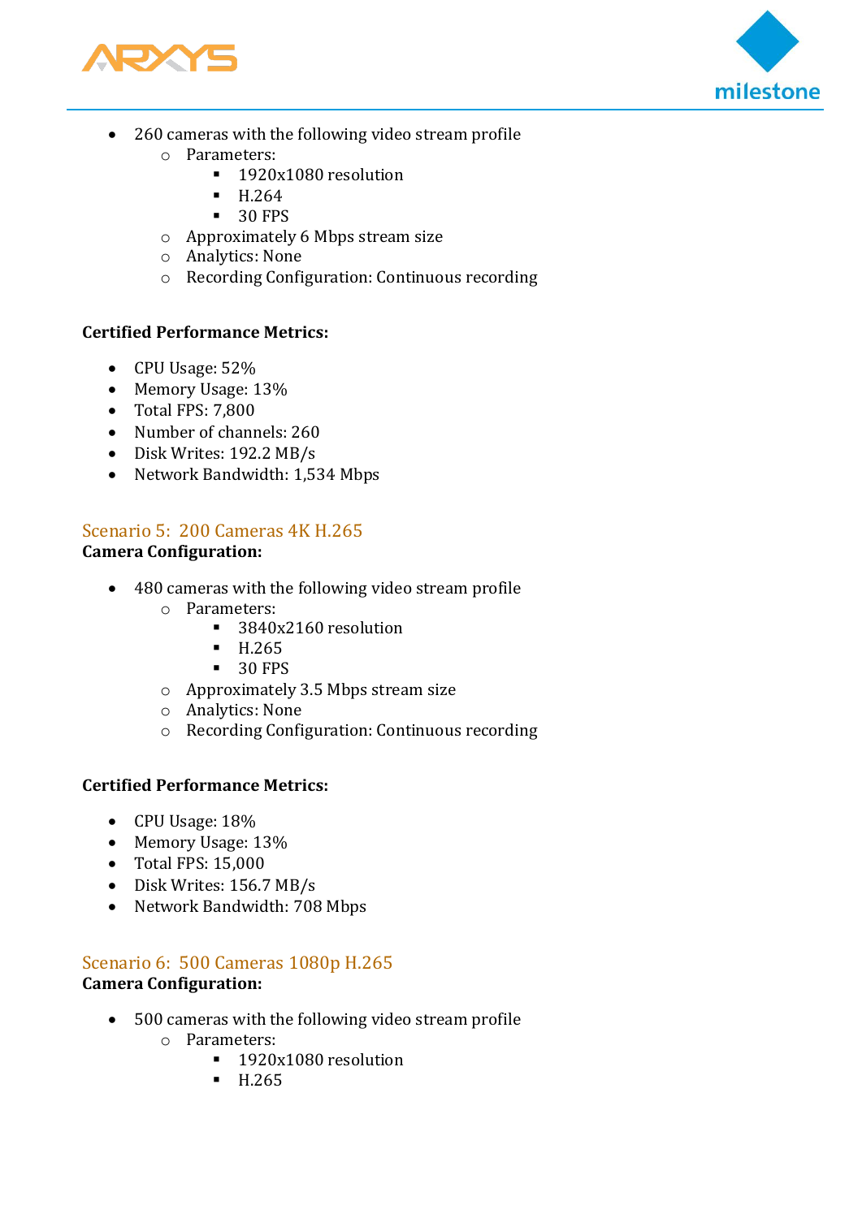- 260 cameras with the following video stream profile
  - Parameters:
    - 1920x1080 resolution
    - H.264
    - 30 FPS
  - Approximately 6 Mbps stream size
  - Analytics: None
  - Recording Configuration: Continuous recording

**Certified Performance Metrics:**

- CPU Usage: 52%
- Memory Usage: 13%
- Total FPS: 7,800
- Number of channels: 260
- Disk Writes: 192.2 MB/s
- Network Bandwidth: 1,534 Mbps

## Scenario 5: 200 Cameras 4K H.265

**Camera Configuration:**

- 480 cameras with the following video stream profile
  - Parameters:
    - 3840x2160 resolution
    - H.265
    - 30 FPS
  - Approximately 3.5 Mbps stream size
  - Analytics: None
  - Recording Configuration: Continuous recording

**Certified Performance Metrics:**

- CPU Usage: 18%
- Memory Usage: 13%
- Total FPS: 15,000
- Disk Writes: 156.7 MB/s
- Network Bandwidth: 708 Mbps

## Scenario 6: 500 Cameras 1080p H.265

**Camera Configuration:**

- 500 cameras with the following video stream profile
  - Parameters:
    - 1920x1080 resolution
    - H.265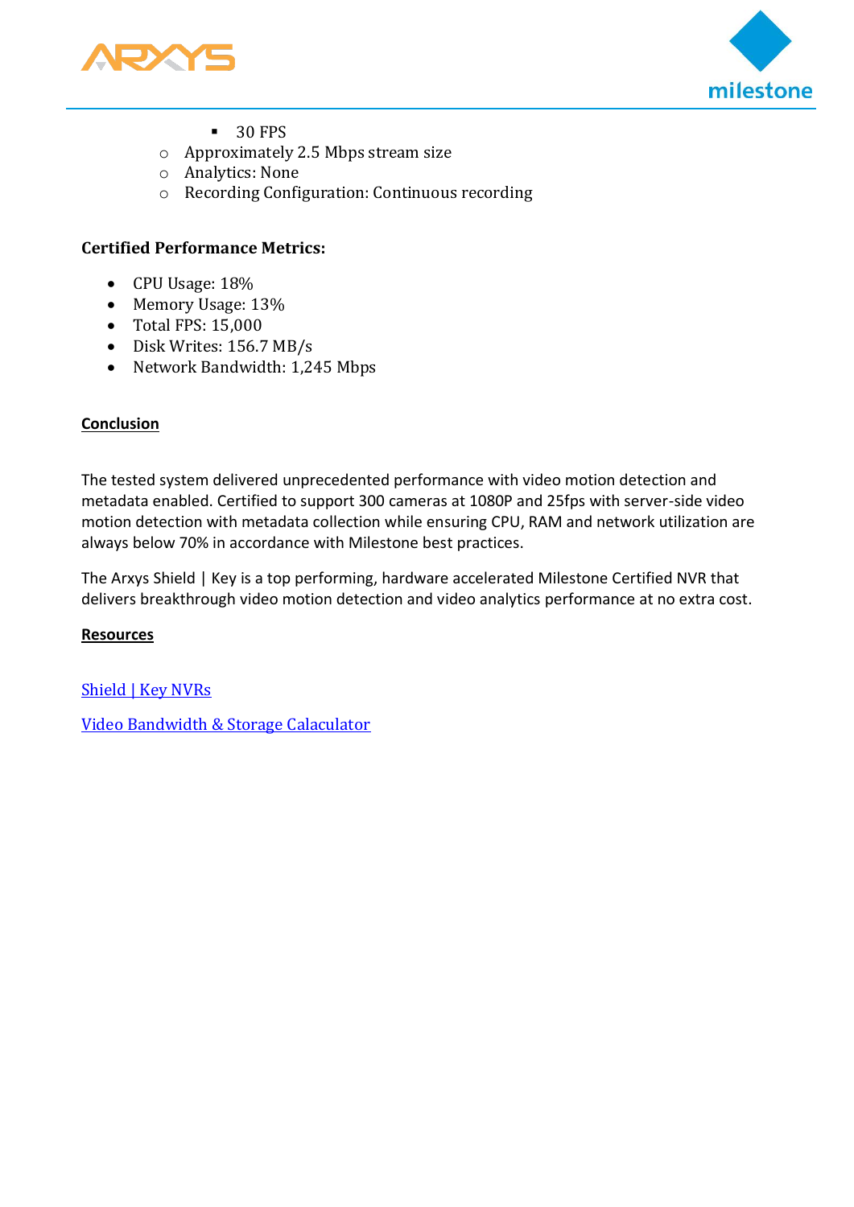- 30 FPS
  - Approximately 2.5 Mbps stream size
  - Analytics: None
  - Recording Configuration: Continuous recording

**Certified Performance Metrics:**

- CPU Usage: 18%
- Memory Usage: 13%
- Total FPS: 15,000
- Disk Writes: 156.7 MB/s
- Network Bandwidth: 1,245 Mbps

## Conclusion

The tested system delivered unprecedented performance with video motion detection and metadata enabled. Certified to support 300 cameras at 1080P and 25fps with server-side video motion detection with metadata collection while ensuring CPU, RAM and network utilization are always below 70% in accordance with Milestone best practices.

The Arxys Shield | Key is a top performing, hardware accelerated Milestone Certified NVR that delivers breakthrough video motion detection and video analytics performance at no extra cost.

## Resources

Shield | Key NVRs

Video Bandwidth & Storage Calaculator